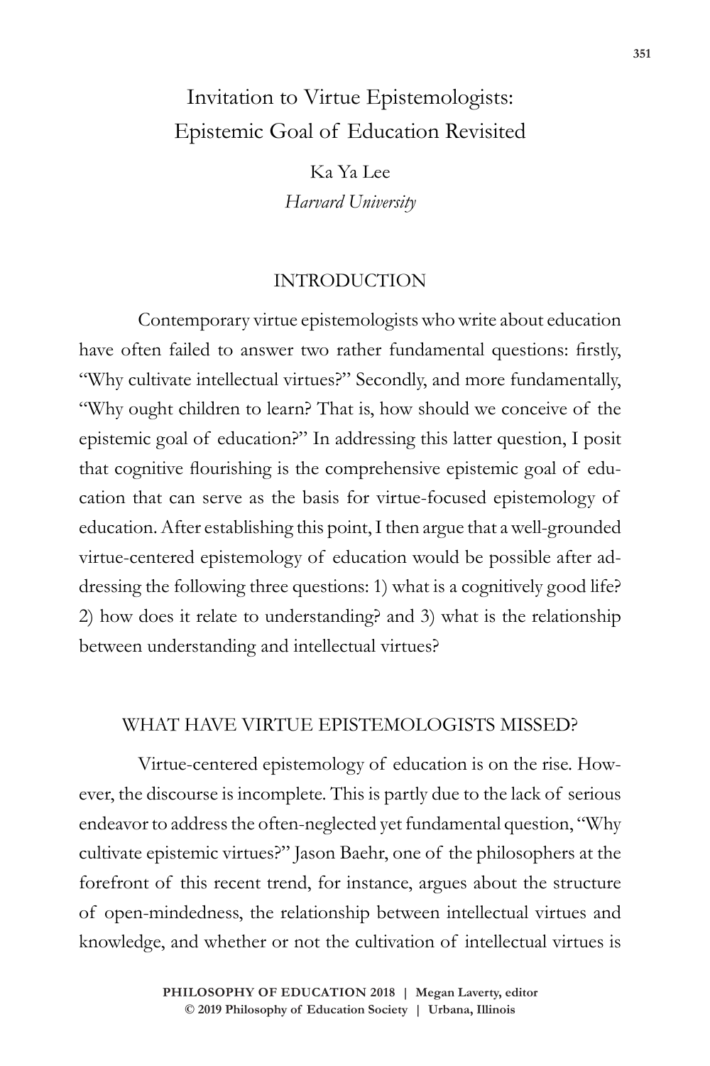# Invitation to Virtue Epistemologists: Epistemic Goal of Education Revisited

Ka Ya Lee
*Harvard University*

## INTRODUCTION

Contemporary virtue epistemologists who write about education have often failed to answer two rather fundamental questions: firstly, "Why cultivate intellectual virtues?" Secondly, and more fundamentally, "Why ought children to learn? That is, how should we conceive of the epistemic goal of education?" In addressing this latter question, I posit that cognitive flourishing is the comprehensive epistemic goal of education that can serve as the basis for virtue-focused epistemology of education. After establishing this point, I then argue that a well-grounded virtue-centered epistemology of education would be possible after addressing the following three questions: 1) what is a cognitively good life? 2) how does it relate to understanding? and 3) what is the relationship between understanding and intellectual virtues?

## WHAT HAVE VIRTUE EPISTEMOLOGISTS MISSED?

Virtue-centered epistemology of education is on the rise. However, the discourse is incomplete. This is partly due to the lack of serious endeavor to address the often-neglected yet fundamental question, "Why cultivate epistemic virtues?" Jason Baehr, one of the philosophers at the forefront of this recent trend, for instance, argues about the structure of open-mindedness, the relationship between intellectual virtues and knowledge, and whether or not the cultivation of intellectual virtues is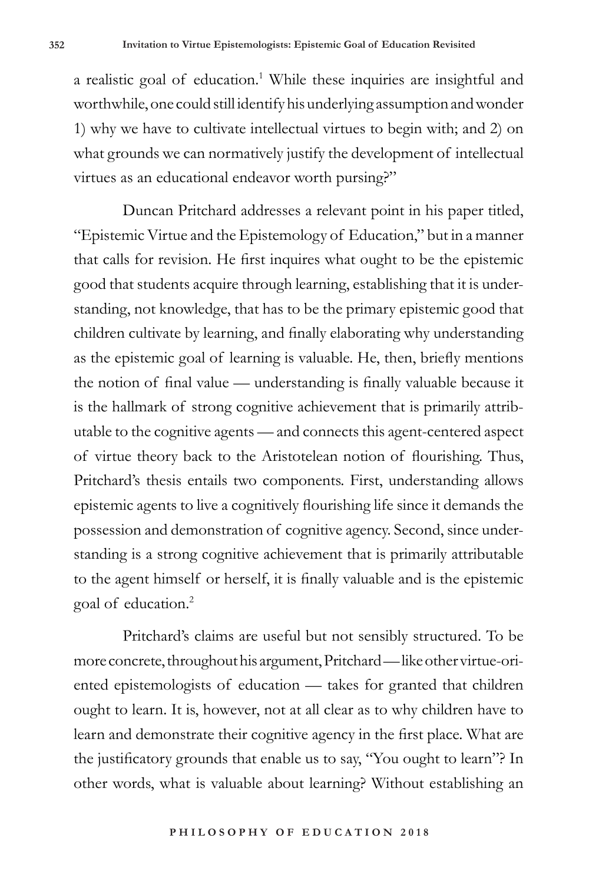a realistic goal of education.[1] While these inquiries are insightful and worthwhile, one could still identify his underlying assumption and wonder 1) why we have to cultivate intellectual virtues to begin with; and 2) on what grounds we can normatively justify the development of intellectual virtues as an educational endeavor worth pursing?"

Duncan Pritchard addresses a relevant point in his paper titled, "Epistemic Virtue and the Epistemology of Education," but in a manner that calls for revision. He first inquires what ought to be the epistemic good that students acquire through learning, establishing that it is understanding, not knowledge, that has to be the primary epistemic good that children cultivate by learning, and finally elaborating why understanding as the epistemic goal of learning is valuable. He, then, briefly mentions the notion of final value — understanding is finally valuable because it is the hallmark of strong cognitive achievement that is primarily attributable to the cognitive agents — and connects this agent-centered aspect of virtue theory back to the Aristotelean notion of flourishing. Thus, Pritchard's thesis entails two components. First, understanding allows epistemic agents to live a cognitively flourishing life since it demands the possession and demonstration of cognitive agency. Second, since understanding is a strong cognitive achievement that is primarily attributable to the agent himself or herself, it is finally valuable and is the epistemic goal of education.[2]

Pritchard's claims are useful but not sensibly structured. To be more concrete, throughout his argument, Pritchard — like other virtue-oriented epistemologists of education — takes for granted that children ought to learn. It is, however, not at all clear as to why children have to learn and demonstrate their cognitive agency in the first place. What are the justificatory grounds that enable us to say, "You ought to learn"? In other words, what is valuable about learning? Without establishing an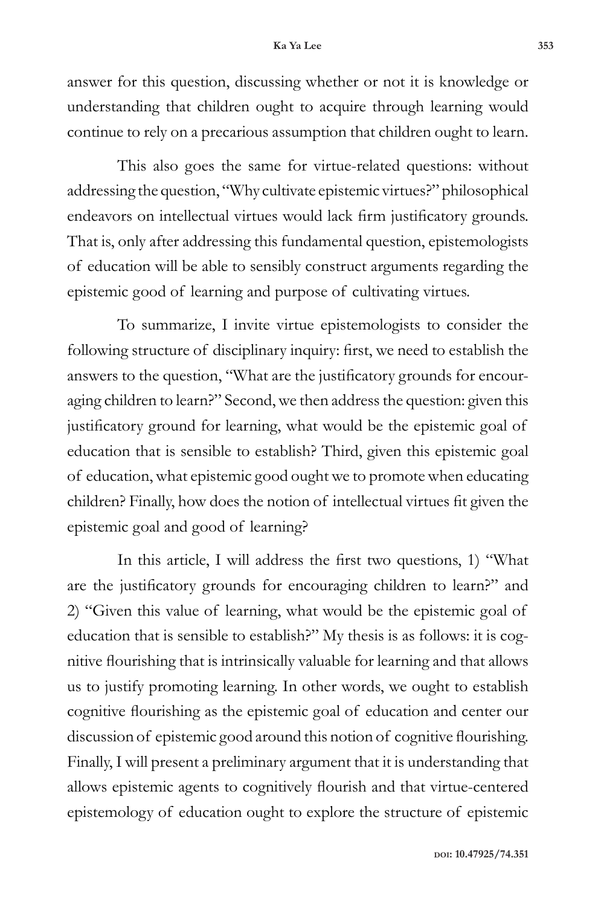answer for this question, discussing whether or not it is knowledge or understanding that children ought to acquire through learning would continue to rely on a precarious assumption that children ought to learn.

This also goes the same for virtue-related questions: without addressing the question, "Why cultivate epistemic virtues?" philosophical endeavors on intellectual virtues would lack firm justificatory grounds. That is, only after addressing this fundamental question, epistemologists of education will be able to sensibly construct arguments regarding the epistemic good of learning and purpose of cultivating virtues.

To summarize, I invite virtue epistemologists to consider the following structure of disciplinary inquiry: first, we need to establish the answers to the question, "What are the justificatory grounds for encouraging children to learn?" Second, we then address the question: given this justificatory ground for learning, what would be the epistemic goal of education that is sensible to establish? Third, given this epistemic goal of education, what epistemic good ought we to promote when educating children? Finally, how does the notion of intellectual virtues fit given the epistemic goal and good of learning?

In this article, I will address the first two questions, 1) "What are the justificatory grounds for encouraging children to learn?" and 2) "Given this value of learning, what would be the epistemic goal of education that is sensible to establish?" My thesis is as follows: it is cognitive flourishing that is intrinsically valuable for learning and that allows us to justify promoting learning. In other words, we ought to establish cognitive flourishing as the epistemic goal of education and center our discussion of epistemic good around this notion of cognitive flourishing. Finally, I will present a preliminary argument that it is understanding that allows epistemic agents to cognitively flourish and that virtue-centered epistemology of education ought to explore the structure of epistemic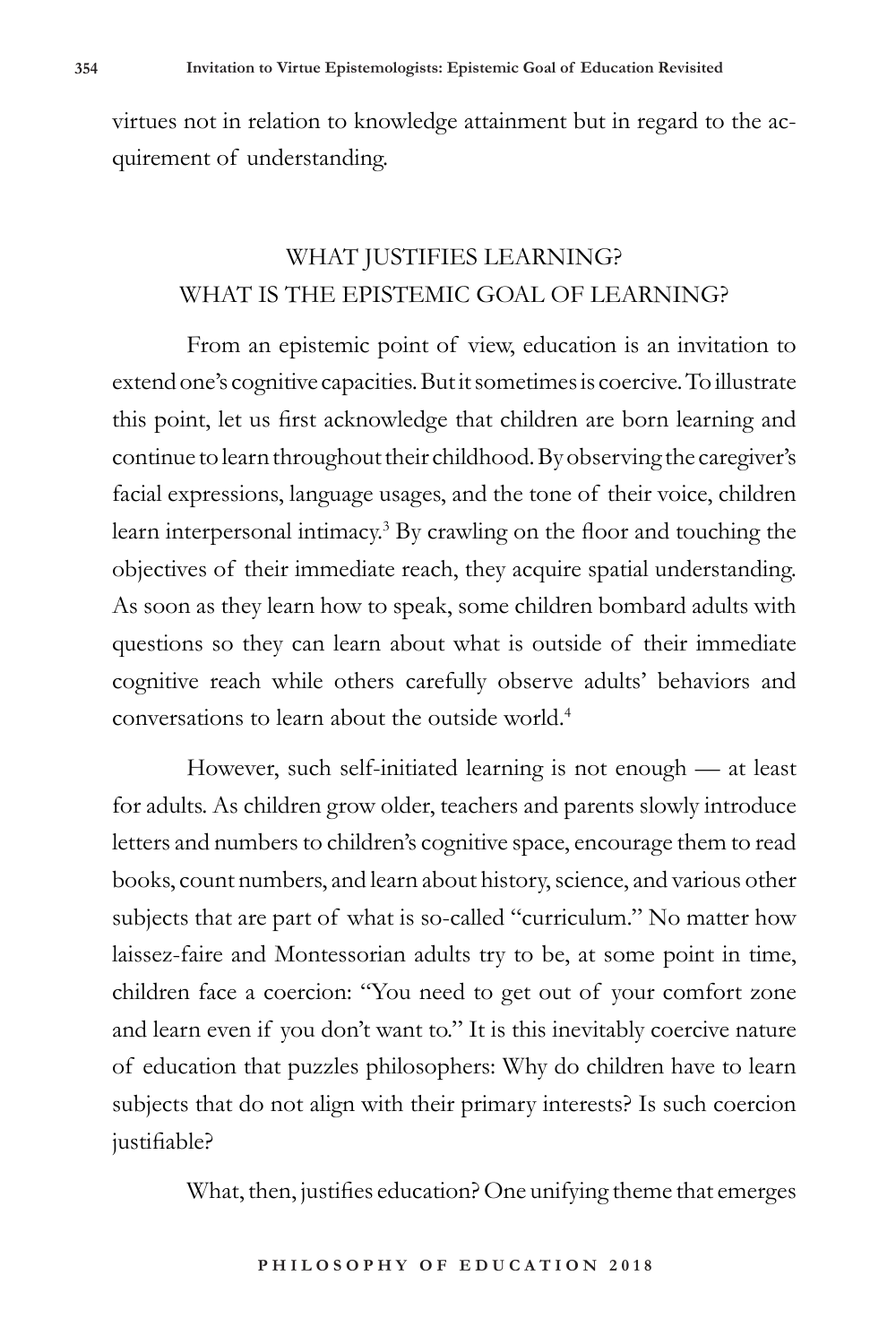virtues not in relation to knowledge attainment but in regard to the acquirement of understanding.

## WHAT JUSTIFIES LEARNING? WHAT IS THE EPISTEMIC GOAL OF LEARNING?

From an epistemic point of view, education is an invitation to extend one's cognitive capacities. But it sometimes is coercive. To illustrate this point, let us first acknowledge that children are born learning and continue to learn throughout their childhood. By observing the caregiver's facial expressions, language usages, and the tone of their voice, children learn interpersonal intimacy.[3] By crawling on the floor and touching the objectives of their immediate reach, they acquire spatial understanding. As soon as they learn how to speak, some children bombard adults with questions so they can learn about what is outside of their immediate cognitive reach while others carefully observe adults' behaviors and conversations to learn about the outside world.[4]

However, such self-initiated learning is not enough — at least for adults. As children grow older, teachers and parents slowly introduce letters and numbers to children's cognitive space, encourage them to read books, count numbers, and learn about history, science, and various other subjects that are part of what is so-called "curriculum." No matter how laissez-faire and Montessorian adults try to be, at some point in time, children face a coercion: "You need to get out of your comfort zone and learn even if you don't want to." It is this inevitably coercive nature of education that puzzles philosophers: Why do children have to learn subjects that do not align with their primary interests? Is such coercion justifiable?

What, then, justifies education? One unifying theme that emerges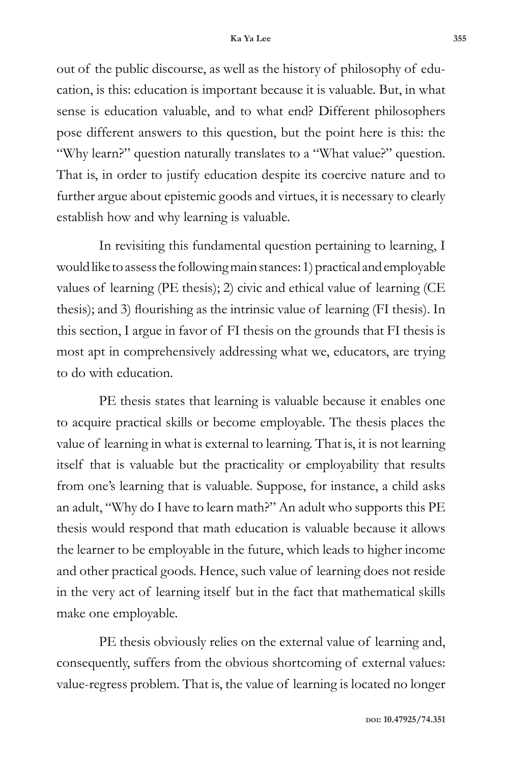out of the public discourse, as well as the history of philosophy of education, is this: education is important because it is valuable. But, in what sense is education valuable, and to what end? Different philosophers pose different answers to this question, but the point here is this: the "Why learn?" question naturally translates to a "What value?" question. That is, in order to justify education despite its coercive nature and to further argue about epistemic goods and virtues, it is necessary to clearly establish how and why learning is valuable.

In revisiting this fundamental question pertaining to learning, I would like to assess the following main stances: 1) practical and employable values of learning (PE thesis); 2) civic and ethical value of learning (CE thesis); and 3) flourishing as the intrinsic value of learning (FI thesis). In this section, I argue in favor of FI thesis on the grounds that FI thesis is most apt in comprehensively addressing what we, educators, are trying to do with education.

PE thesis states that learning is valuable because it enables one to acquire practical skills or become employable. The thesis places the value of learning in what is external to learning. That is, it is not learning itself that is valuable but the practicality or employability that results from one's learning that is valuable. Suppose, for instance, a child asks an adult, "Why do I have to learn math?" An adult who supports this PE thesis would respond that math education is valuable because it allows the learner to be employable in the future, which leads to higher income and other practical goods. Hence, such value of learning does not reside in the very act of learning itself but in the fact that mathematical skills make one employable.

PE thesis obviously relies on the external value of learning and, consequently, suffers from the obvious shortcoming of external values: value-regress problem. That is, the value of learning is located no longer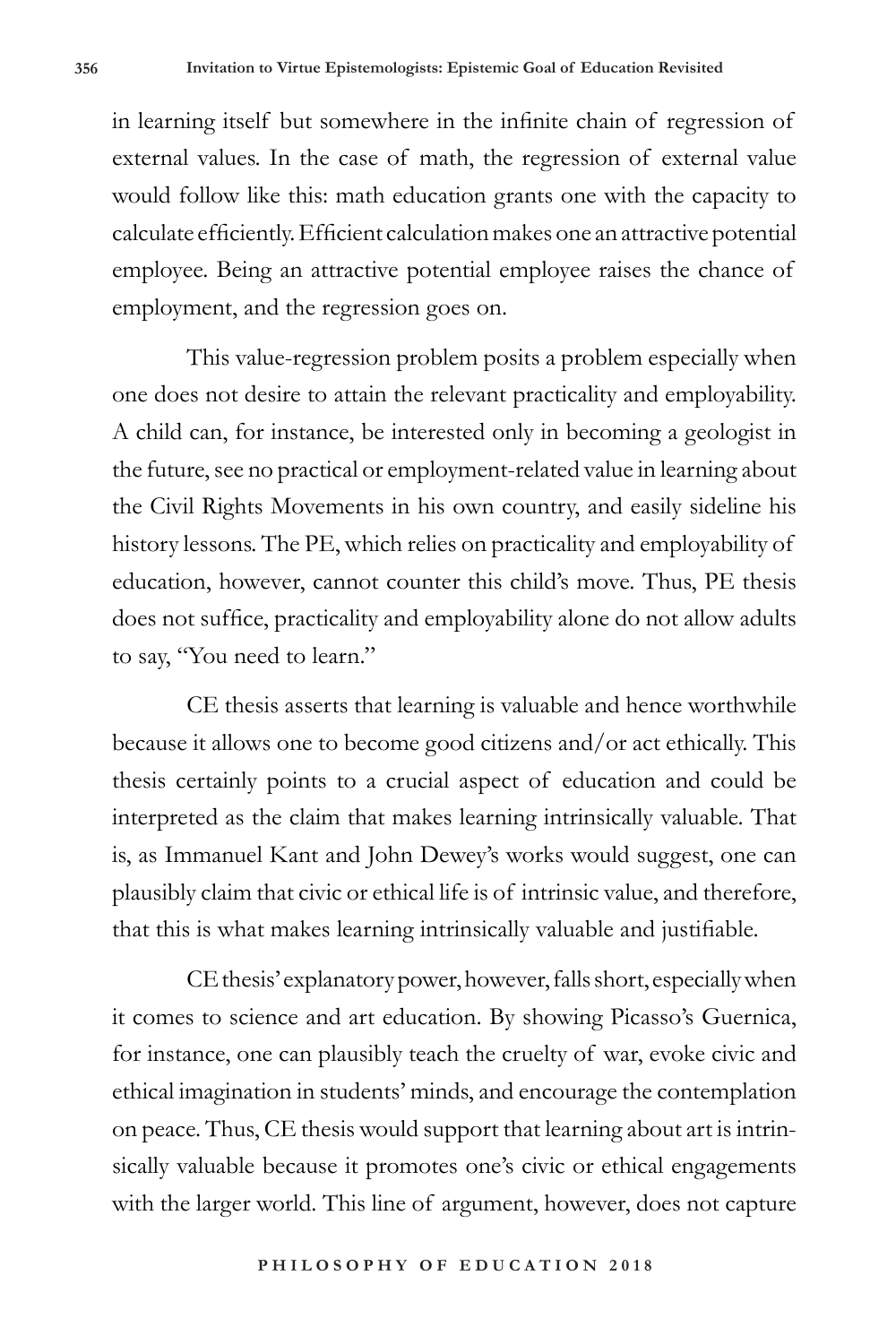in learning itself but somewhere in the infinite chain of regression of external values. In the case of math, the regression of external value would follow like this: math education grants one with the capacity to calculate efficiently. Efficient calculation makes one an attractive potential employee. Being an attractive potential employee raises the chance of employment, and the regression goes on.

This value-regression problem posits a problem especially when one does not desire to attain the relevant practicality and employability. A child can, for instance, be interested only in becoming a geologist in the future, see no practical or employment-related value in learning about the Civil Rights Movements in his own country, and easily sideline his history lessons. The PE, which relies on practicality and employability of education, however, cannot counter this child's move. Thus, PE thesis does not suffice, practicality and employability alone do not allow adults to say, "You need to learn."

CE thesis asserts that learning is valuable and hence worthwhile because it allows one to become good citizens and/or act ethically. This thesis certainly points to a crucial aspect of education and could be interpreted as the claim that makes learning intrinsically valuable. That is, as Immanuel Kant and John Dewey's works would suggest, one can plausibly claim that civic or ethical life is of intrinsic value, and therefore, that this is what makes learning intrinsically valuable and justifiable.

CE thesis' explanatory power, however, falls short, especially when it comes to science and art education. By showing Picasso's Guernica, for instance, one can plausibly teach the cruelty of war, evoke civic and ethical imagination in students' minds, and encourage the contemplation on peace. Thus, CE thesis would support that learning about art is intrinsically valuable because it promotes one's civic or ethical engagements with the larger world. This line of argument, however, does not capture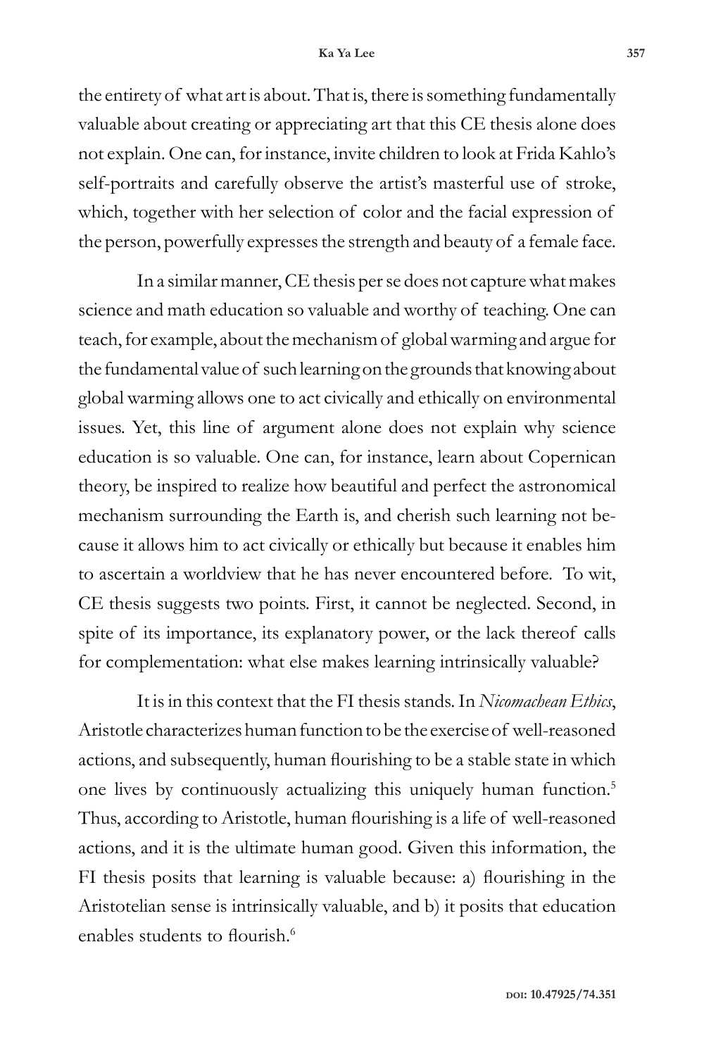the entirety of what art is about. That is, there is something fundamentally valuable about creating or appreciating art that this CE thesis alone does not explain. One can, for instance, invite children to look at Frida Kahlo's self-portraits and carefully observe the artist's masterful use of stroke, which, together with her selection of color and the facial expression of the person, powerfully expresses the strength and beauty of a female face.

In a similar manner, CE thesis per se does not capture what makes science and math education so valuable and worthy of teaching. One can teach, for example, about the mechanism of global warming and argue for the fundamental value of such learning on the grounds that knowing about global warming allows one to act civically and ethically on environmental issues. Yet, this line of argument alone does not explain why science education is so valuable. One can, for instance, learn about Copernican theory, be inspired to realize how beautiful and perfect the astronomical mechanism surrounding the Earth is, and cherish such learning not because it allows him to act civically or ethically but because it enables him to ascertain a worldview that he has never encountered before. To wit, CE thesis suggests two points. First, it cannot be neglected. Second, in spite of its importance, its explanatory power, or the lack thereof calls for complementation: what else makes learning intrinsically valuable?

It is in this context that the FI thesis stands. In *Nicomachean Ethics*, Aristotle characterizes human function to be the exercise of well-reasoned actions, and subsequently, human flourishing to be a stable state in which one lives by continuously actualizing this uniquely human function.[5] Thus, according to Aristotle, human flourishing is a life of well-reasoned actions, and it is the ultimate human good. Given this information, the FI thesis posits that learning is valuable because: a) flourishing in the Aristotelian sense is intrinsically valuable, and b) it posits that education enables students to flourish.[6]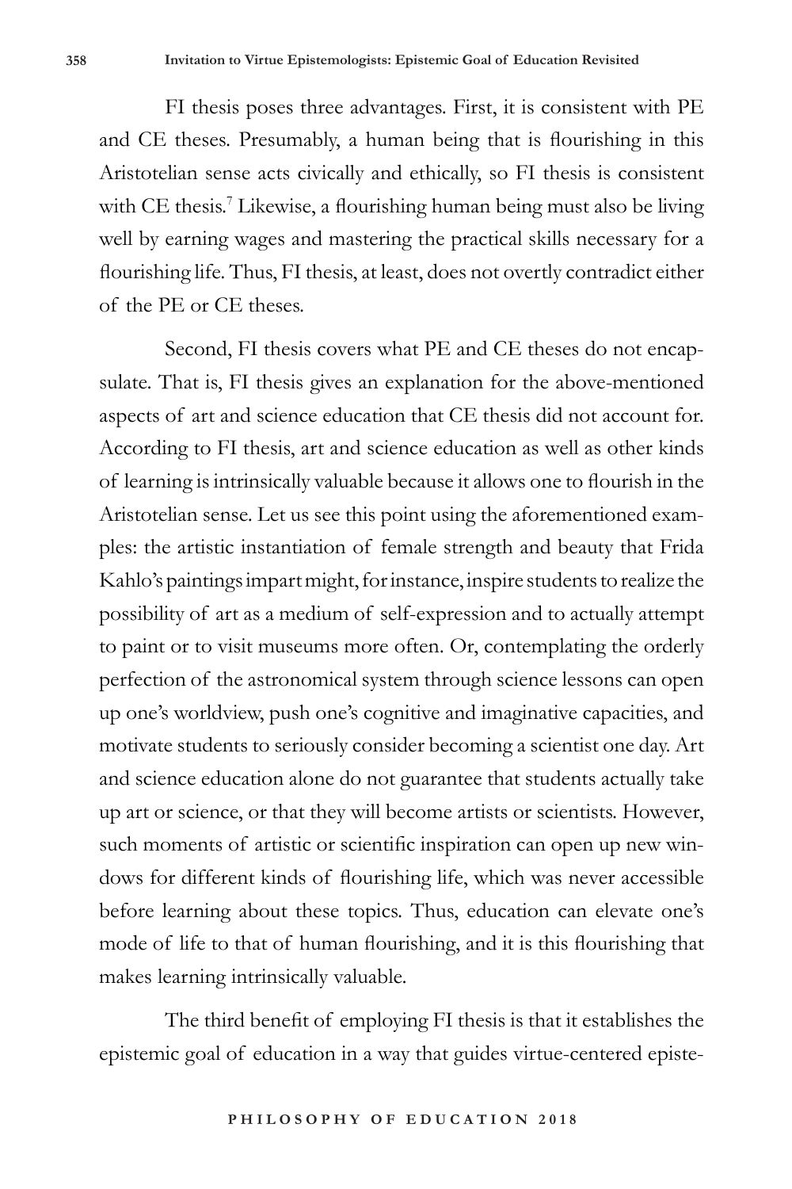FI thesis poses three advantages. First, it is consistent with PE and CE theses. Presumably, a human being that is flourishing in this Aristotelian sense acts civically and ethically, so FI thesis is consistent with CE thesis.[7] Likewise, a flourishing human being must also be living well by earning wages and mastering the practical skills necessary for a flourishing life. Thus, FI thesis, at least, does not overtly contradict either of the PE or CE theses.

Second, FI thesis covers what PE and CE theses do not encapsulate. That is, FI thesis gives an explanation for the above-mentioned aspects of art and science education that CE thesis did not account for. According to FI thesis, art and science education as well as other kinds of learning is intrinsically valuable because it allows one to flourish in the Aristotelian sense. Let us see this point using the aforementioned examples: the artistic instantiation of female strength and beauty that Frida Kahlo's paintings impart might, for instance, inspire students to realize the possibility of art as a medium of self-expression and to actually attempt to paint or to visit museums more often. Or, contemplating the orderly perfection of the astronomical system through science lessons can open up one's worldview, push one's cognitive and imaginative capacities, and motivate students to seriously consider becoming a scientist one day. Art and science education alone do not guarantee that students actually take up art or science, or that they will become artists or scientists. However, such moments of artistic or scientific inspiration can open up new windows for different kinds of flourishing life, which was never accessible before learning about these topics. Thus, education can elevate one's mode of life to that of human flourishing, and it is this flourishing that makes learning intrinsically valuable.

The third benefit of employing FI thesis is that it establishes the epistemic goal of education in a way that guides virtue-centered episte-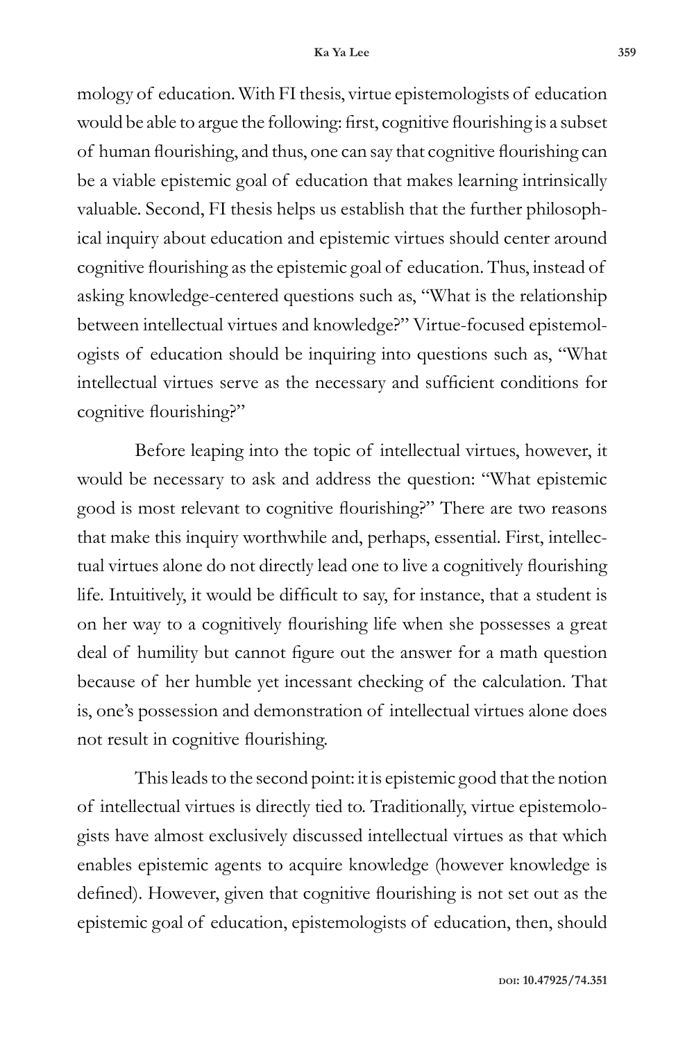mology of education. With FI thesis, virtue epistemologists of education would be able to argue the following: first, cognitive flourishing is a subset of human flourishing, and thus, one can say that cognitive flourishing can be a viable epistemic goal of education that makes learning intrinsically valuable. Second, FI thesis helps us establish that the further philosophical inquiry about education and epistemic virtues should center around cognitive flourishing as the epistemic goal of education. Thus, instead of asking knowledge-centered questions such as, "What is the relationship between intellectual virtues and knowledge?" Virtue-focused epistemologists of education should be inquiring into questions such as, "What intellectual virtues serve as the necessary and sufficient conditions for cognitive flourishing?"

Before leaping into the topic of intellectual virtues, however, it would be necessary to ask and address the question: "What epistemic good is most relevant to cognitive flourishing?" There are two reasons that make this inquiry worthwhile and, perhaps, essential. First, intellectual virtues alone do not directly lead one to live a cognitively flourishing life. Intuitively, it would be difficult to say, for instance, that a student is on her way to a cognitively flourishing life when she possesses a great deal of humility but cannot figure out the answer for a math question because of her humble yet incessant checking of the calculation. That is, one's possession and demonstration of intellectual virtues alone does not result in cognitive flourishing.

This leads to the second point: it is epistemic good that the notion of intellectual virtues is directly tied to. Traditionally, virtue epistemologists have almost exclusively discussed intellectual virtues as that which enables epistemic agents to acquire knowledge (however knowledge is defined). However, given that cognitive flourishing is not set out as the epistemic goal of education, epistemologists of education, then, should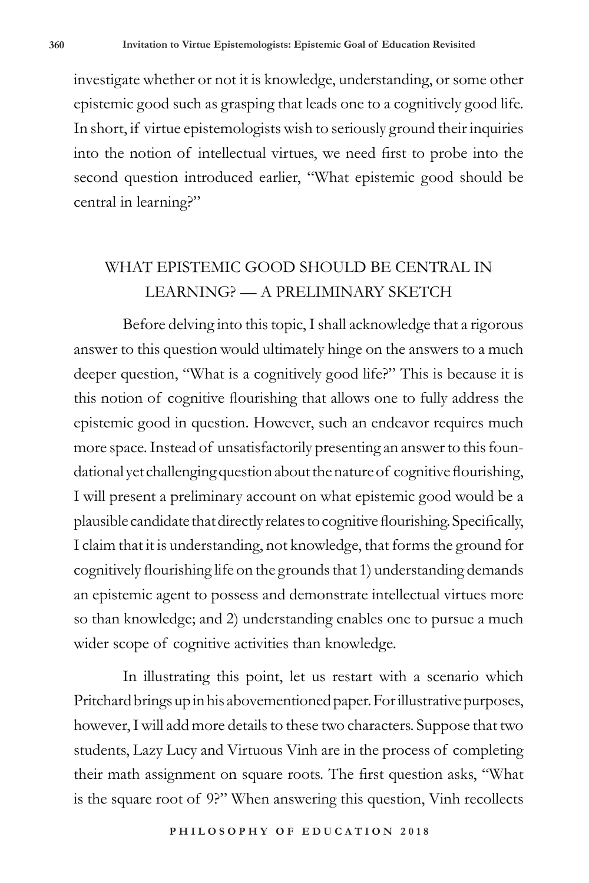investigate whether or not it is knowledge, understanding, or some other epistemic good such as grasping that leads one to a cognitively good life. In short, if virtue epistemologists wish to seriously ground their inquiries into the notion of intellectual virtues, we need first to probe into the second question introduced earlier, "What epistemic good should be central in learning?"

## WHAT EPISTEMIC GOOD SHOULD BE CENTRAL IN LEARNING? — A PRELIMINARY SKETCH

Before delving into this topic, I shall acknowledge that a rigorous answer to this question would ultimately hinge on the answers to a much deeper question, "What is a cognitively good life?" This is because it is this notion of cognitive flourishing that allows one to fully address the epistemic good in question. However, such an endeavor requires much more space. Instead of unsatisfactorily presenting an answer to this foundational yet challenging question about the nature of cognitive flourishing, I will present a preliminary account on what epistemic good would be a plausible candidate that directly relates to cognitive flourishing. Specifically, I claim that it is understanding, not knowledge, that forms the ground for cognitively flourishing life on the grounds that 1) understanding demands an epistemic agent to possess and demonstrate intellectual virtues more so than knowledge; and 2) understanding enables one to pursue a much wider scope of cognitive activities than knowledge.

In illustrating this point, let us restart with a scenario which Pritchard brings up in his abovementioned paper. For illustrative purposes, however, I will add more details to these two characters. Suppose that two students, Lazy Lucy and Virtuous Vinh are in the process of completing their math assignment on square roots. The first question asks, "What is the square root of 9?" When answering this question, Vinh recollects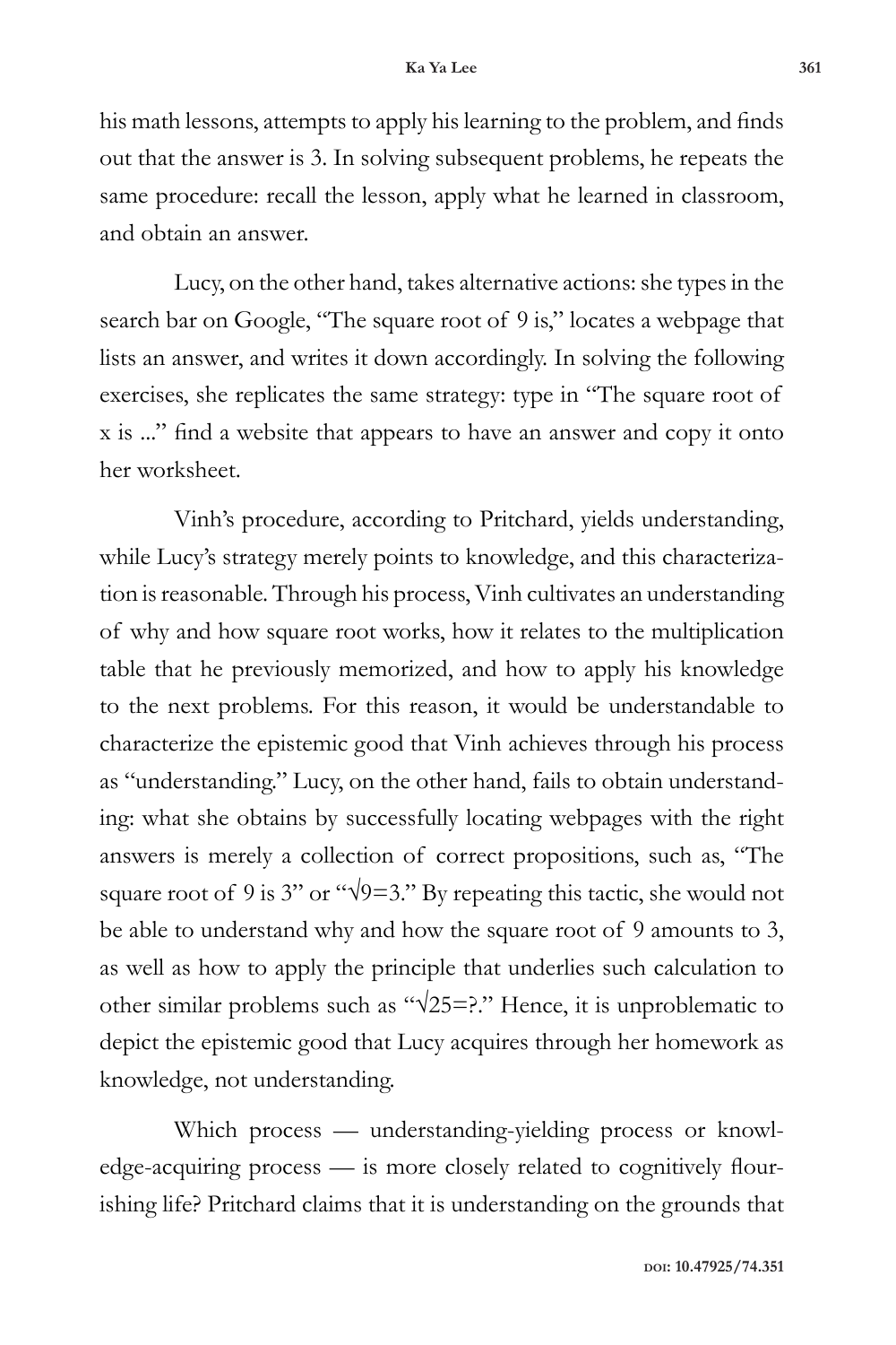his math lessons, attempts to apply his learning to the problem, and finds out that the answer is 3. In solving subsequent problems, he repeats the same procedure: recall the lesson, apply what he learned in classroom, and obtain an answer.

Lucy, on the other hand, takes alternative actions: she types in the search bar on Google, "The square root of 9 is," locates a webpage that lists an answer, and writes it down accordingly. In solving the following exercises, she replicates the same strategy: type in "The square root of x is ..." find a website that appears to have an answer and copy it onto her worksheet.

Vinh's procedure, according to Pritchard, yields understanding, while Lucy's strategy merely points to knowledge, and this characterization is reasonable. Through his process, Vinh cultivates an understanding of why and how square root works, how it relates to the multiplication table that he previously memorized, and how to apply his knowledge to the next problems. For this reason, it would be understandable to characterize the epistemic good that Vinh achieves through his process as "understanding." Lucy, on the other hand, fails to obtain understanding: what she obtains by successfully locating webpages with the right answers is merely a collection of correct propositions, such as, "The square root of 9 is 3" or "$\sqrt{9}=3$." By repeating this tactic, she would not be able to understand why and how the square root of 9 amounts to 3, as well as how to apply the principle that underlies such calculation to other similar problems such as "$\sqrt{25}=?$." Hence, it is unproblematic to depict the epistemic good that Lucy acquires through her homework as knowledge, not understanding.

Which process — understanding-yielding process or knowledge-acquiring process — is more closely related to cognitively flourishing life? Pritchard claims that it is understanding on the grounds that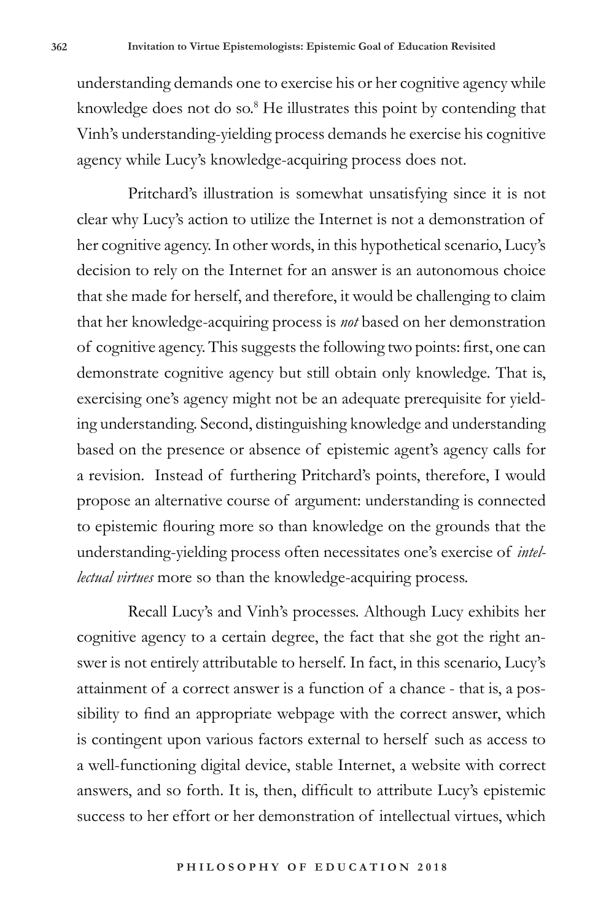understanding demands one to exercise his or her cognitive agency while knowledge does not do so.[8] He illustrates this point by contending that Vinh's understanding-yielding process demands he exercise his cognitive agency while Lucy's knowledge-acquiring process does not.

Pritchard's illustration is somewhat unsatisfying since it is not clear why Lucy's action to utilize the Internet is not a demonstration of her cognitive agency. In other words, in this hypothetical scenario, Lucy's decision to rely on the Internet for an answer is an autonomous choice that she made for herself, and therefore, it would be challenging to claim that her knowledge-acquiring process is *not* based on her demonstration of cognitive agency. This suggests the following two points: first, one can demonstrate cognitive agency but still obtain only knowledge. That is, exercising one's agency might not be an adequate prerequisite for yielding understanding. Second, distinguishing knowledge and understanding based on the presence or absence of epistemic agent's agency calls for a revision. Instead of furthering Pritchard's points, therefore, I would propose an alternative course of argument: understanding is connected to epistemic flouring more so than knowledge on the grounds that the understanding-yielding process often necessitates one's exercise of *intellectual virtues* more so than the knowledge-acquiring process.

Recall Lucy's and Vinh's processes. Although Lucy exhibits her cognitive agency to a certain degree, the fact that she got the right answer is not entirely attributable to herself. In fact, in this scenario, Lucy's attainment of a correct answer is a function of a chance - that is, a possibility to find an appropriate webpage with the correct answer, which is contingent upon various factors external to herself such as access to a well-functioning digital device, stable Internet, a website with correct answers, and so forth. It is, then, difficult to attribute Lucy's epistemic success to her effort or her demonstration of intellectual virtues, which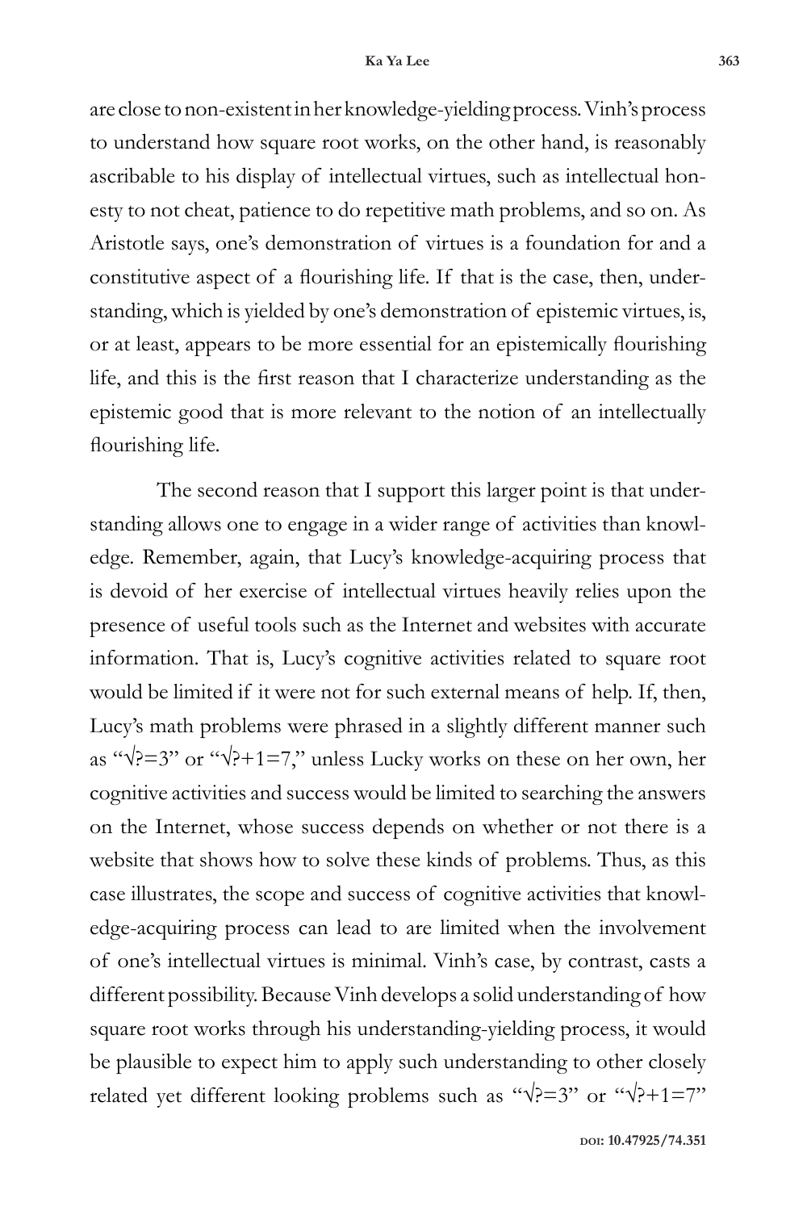are close to non-existent in her knowledge-yielding process. Vinh's process to understand how square root works, on the other hand, is reasonably ascribable to his display of intellectual virtues, such as intellectual honesty to not cheat, patience to do repetitive math problems, and so on. As Aristotle says, one's demonstration of virtues is a foundation for and a constitutive aspect of a flourishing life. If that is the case, then, understanding, which is yielded by one's demonstration of epistemic virtues, is, or at least, appears to be more essential for an epistemically flourishing life, and this is the first reason that I characterize understanding as the epistemic good that is more relevant to the notion of an intellectually flourishing life.

The second reason that I support this larger point is that understanding allows one to engage in a wider range of activities than knowledge. Remember, again, that Lucy's knowledge-acquiring process that is devoid of her exercise of intellectual virtues heavily relies upon the presence of useful tools such as the Internet and websites with accurate information. That is, Lucy's cognitive activities related to square root would be limited if it were not for such external means of help. If, then, Lucy's math problems were phrased in a slightly different manner such as "√?=3" or "√?+1=7," unless Lucky works on these on her own, her cognitive activities and success would be limited to searching the answers on the Internet, whose success depends on whether or not there is a website that shows how to solve these kinds of problems. Thus, as this case illustrates, the scope and success of cognitive activities that knowledge-acquiring process can lead to are limited when the involvement of one's intellectual virtues is minimal. Vinh's case, by contrast, casts a different possibility. Because Vinh develops a solid understanding of how square root works through his understanding-yielding process, it would be plausible to expect him to apply such understanding to other closely related yet different looking problems such as "√?=3" or "√?+1=7"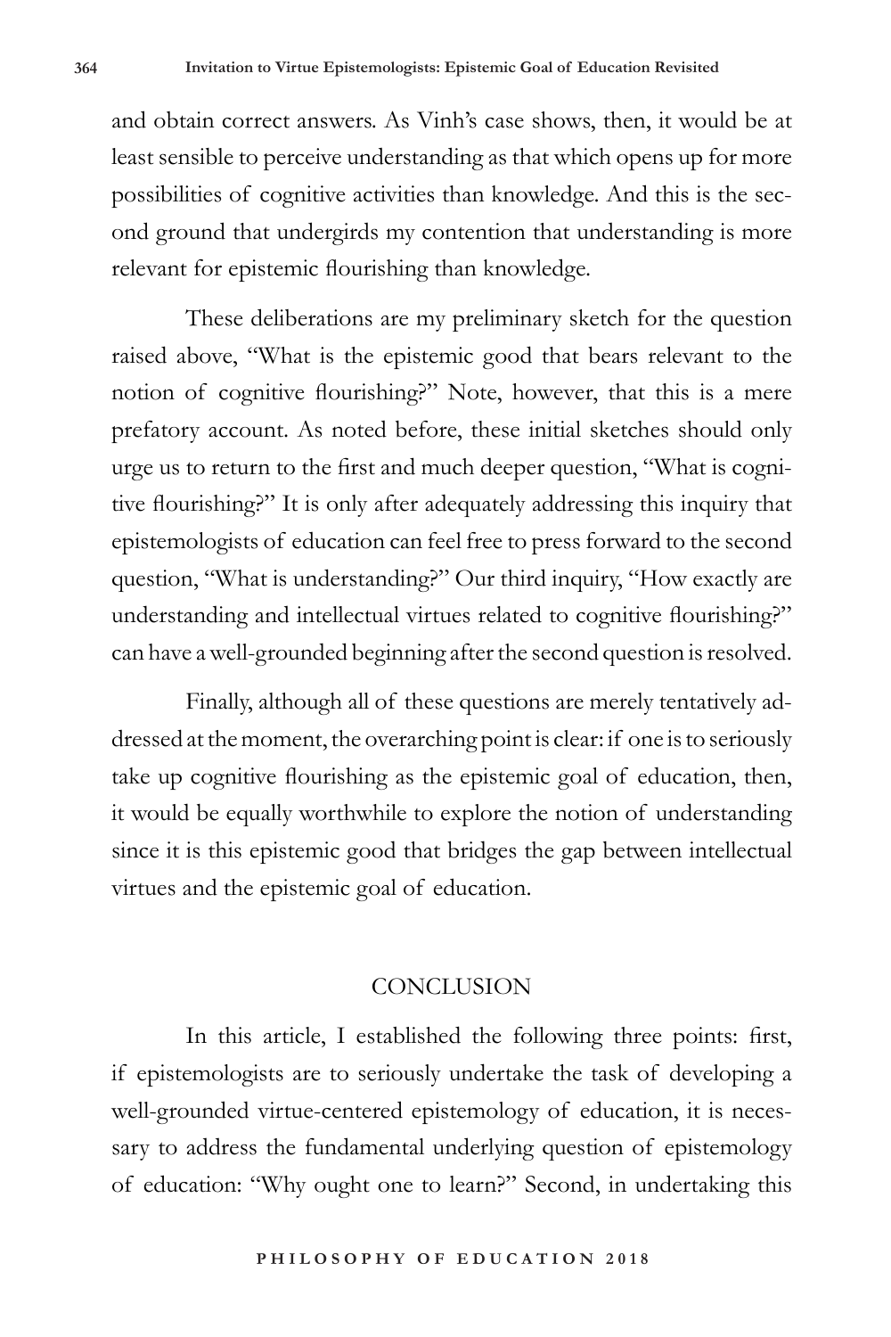and obtain correct answers. As Vinh's case shows, then, it would be at least sensible to perceive understanding as that which opens up for more possibilities of cognitive activities than knowledge. And this is the second ground that undergirds my contention that understanding is more relevant for epistemic flourishing than knowledge.

These deliberations are my preliminary sketch for the question raised above, "What is the epistemic good that bears relevant to the notion of cognitive flourishing?" Note, however, that this is a mere prefatory account. As noted before, these initial sketches should only urge us to return to the first and much deeper question, "What is cognitive flourishing?" It is only after adequately addressing this inquiry that epistemologists of education can feel free to press forward to the second question, "What is understanding?" Our third inquiry, "How exactly are understanding and intellectual virtues related to cognitive flourishing?" can have a well-grounded beginning after the second question is resolved.

Finally, although all of these questions are merely tentatively addressed at the moment, the overarching point is clear: if one is to seriously take up cognitive flourishing as the epistemic goal of education, then, it would be equally worthwhile to explore the notion of understanding since it is this epistemic good that bridges the gap between intellectual virtues and the epistemic goal of education.

## CONCLUSION

In this article, I established the following three points: first, if epistemologists are to seriously undertake the task of developing a well-grounded virtue-centered epistemology of education, it is necessary to address the fundamental underlying question of epistemology of education: "Why ought one to learn?" Second, in undertaking this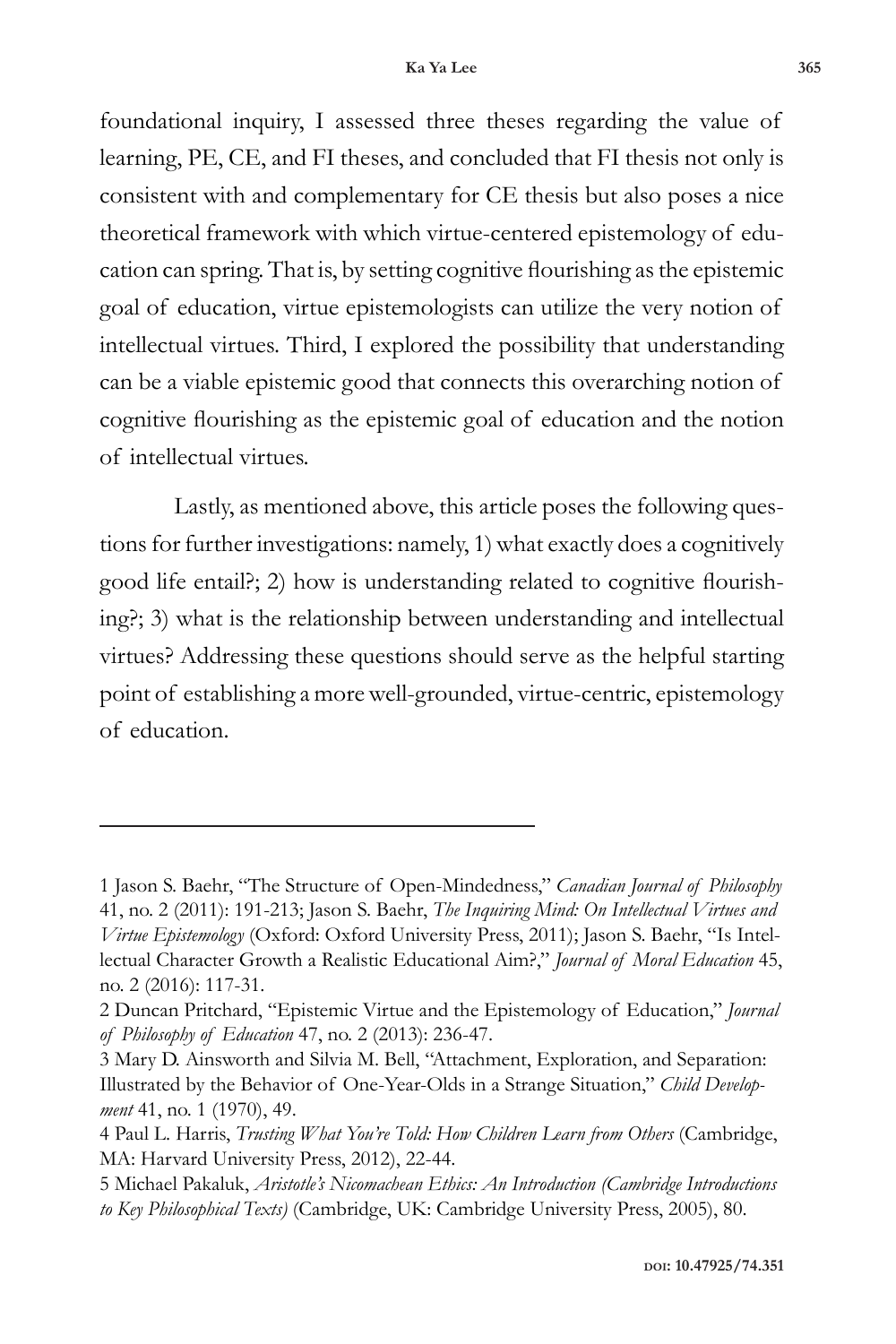foundational inquiry, I assessed three theses regarding the value of learning, PE, CE, and FI theses, and concluded that FI thesis not only is consistent with and complementary for CE thesis but also poses a nice theoretical framework with which virtue-centered epistemology of education can spring. That is, by setting cognitive flourishing as the epistemic goal of education, virtue epistemologists can utilize the very notion of intellectual virtues. Third, I explored the possibility that understanding can be a viable epistemic good that connects this overarching notion of cognitive flourishing as the epistemic goal of education and the notion of intellectual virtues.

Lastly, as mentioned above, this article poses the following questions for further investigations: namely, 1) what exactly does a cognitively good life entail?; 2) how is understanding related to cognitive flourishing?; 3) what is the relationship between understanding and intellectual virtues? Addressing these questions should serve as the helpful starting point of establishing a more well-grounded, virtue-centric, epistemology of education.

---

1 Jason S. Baehr, "The Structure of Open-Mindedness," *Canadian Journal of Philosophy* 41, no. 2 (2011): 191-213; Jason S. Baehr, *The Inquiring Mind: On Intellectual Virtues and Virtue Epistemology* (Oxford: Oxford University Press, 2011); Jason S. Baehr, "Is Intellectual Character Growth a Realistic Educational Aim?," *Journal of Moral Education* 45, no. 2 (2016): 117-31.

2 Duncan Pritchard, "Epistemic Virtue and the Epistemology of Education," *Journal of Philosophy of Education* 47, no. 2 (2013): 236-47.

3 Mary D. Ainsworth and Silvia M. Bell, "Attachment, Exploration, and Separation: Illustrated by the Behavior of One-Year-Olds in a Strange Situation," *Child Development* 41, no. 1 (1970), 49.

4 Paul L. Harris, *Trusting What You're Told: How Children Learn from Others* (Cambridge, MA: Harvard University Press, 2012), 22-44.

5 Michael Pakaluk, *Aristotle's Nicomachean Ethics: An Introduction (Cambridge Introductions to Key Philosophical Texts)* (Cambridge, UK: Cambridge University Press, 2005), 80.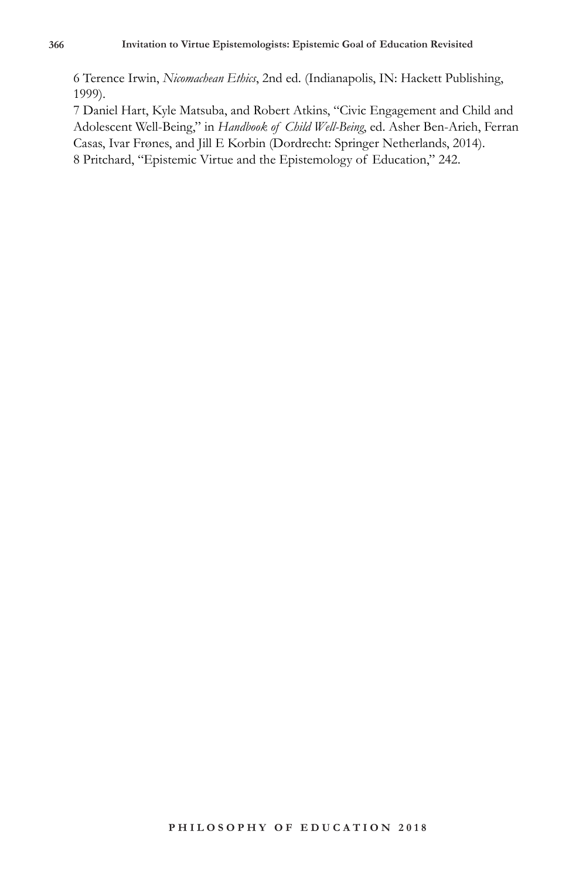6 Terence Irwin, *Nicomachean Ethics*, 2nd ed. (Indianapolis, IN: Hackett Publishing, 1999).

7 Daniel Hart, Kyle Matsuba, and Robert Atkins, "Civic Engagement and Child and Adolescent Well-Being," in *Handbook of Child Well-Being*, ed. Asher Ben-Arieh, Ferran Casas, Ivar Frønes, and Jill E Korbin (Dordrecht: Springer Netherlands, 2014).

8 Pritchard, "Epistemic Virtue and the Epistemology of Education," 242.